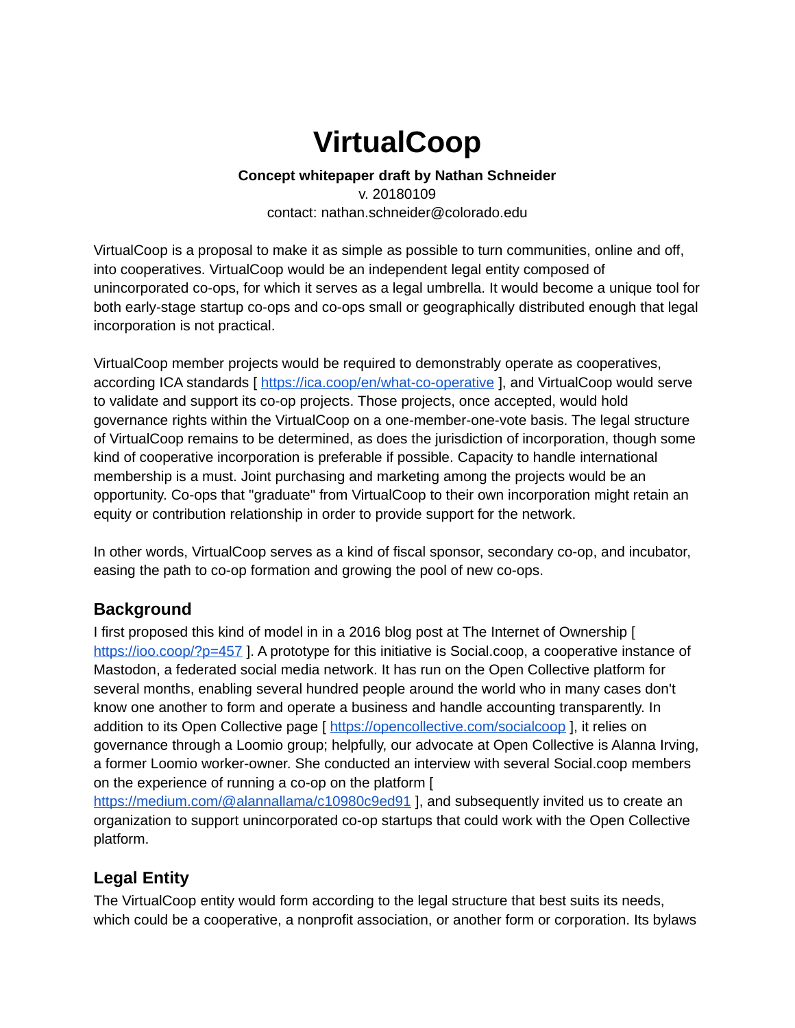# VirtualCoop

**Concept whitepaper draft by Nathan Schneider**

v. 20180109

contact: nathan.schneider@colorado.edu

VirtualCoop is a proposal to make it as simple as possible to turn communities, online and off, into cooperatives. VirtualCoop would be an independent legal entity composed of unincorporated co-ops, for which it serves as a legal umbrella. It would become a unique tool for both early-stage startup co-ops and co-ops small or geographically distributed enough that legal incorporation is not practical.

VirtualCoop member projects would be required to demonstrably operate as cooperatives, according ICA standards [ https://ica.coop/en/what-co-operative ], and VirtualCoop would serve to validate and support its co-op projects. Those projects, once accepted, would hold governance rights within the VirtualCoop on a one-member-one-vote basis. The legal structure of VirtualCoop remains to be determined, as does the jurisdiction of incorporation, though some kind of cooperative incorporation is preferable if possible. Capacity to handle international membership is a must. Joint purchasing and marketing among the projects would be an opportunity. Co-ops that "graduate" from VirtualCoop to their own incorporation might retain an equity or contribution relationship in order to provide support for the network.

In other words, VirtualCoop serves as a kind of fiscal sponsor, secondary co-op, and incubator, easing the path to co-op formation and growing the pool of new co-ops.

## Background

I first proposed this kind of model in in a 2016 blog post at The Internet of Ownership [ https://ioo.coop/?p=457 ]. A prototype for this initiative is Social.coop, a cooperative instance of Mastodon, a federated social media network. It has run on the Open Collective platform for several months, enabling several hundred people around the world who in many cases don't know one another to form and operate a business and handle accounting transparently. In addition to its Open Collective page [ https://opencollective.com/socialcoop ], it relies on governance through a Loomio group; helpfully, our advocate at Open Collective is Alanna Irving, a former Loomio worker-owner. She conducted an interview with several Social.coop members on the experience of running a co-op on the platform [ https://medium.com/@alannallama/c10980c9ed91 ], and subsequently invited us to create an organization to support unincorporated co-op startups that could work with the Open Collective platform.

## Legal Entity

The VirtualCoop entity would form according to the legal structure that best suits its needs, which could be a cooperative, a nonprofit association, or another form or corporation. Its bylaws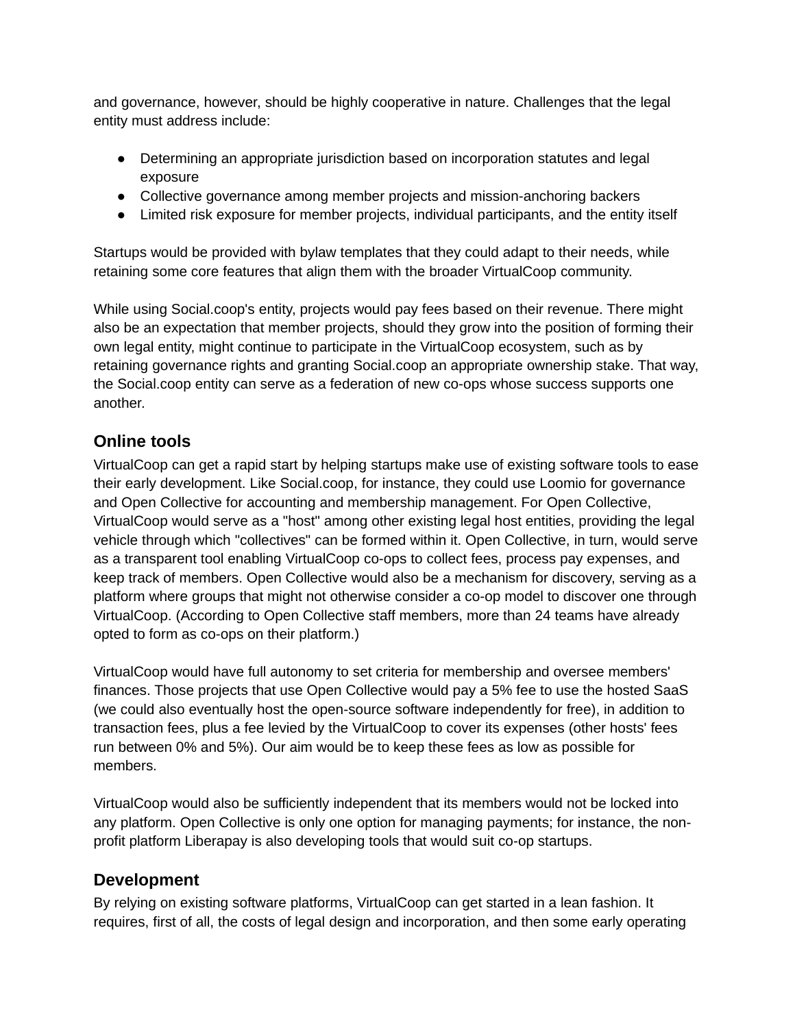and governance, however, should be highly cooperative in nature. Challenges that the legal entity must address include:

- Determining an appropriate jurisdiction based on incorporation statutes and legal exposure
- Collective governance among member projects and mission-anchoring backers
- Limited risk exposure for member projects, individual participants, and the entity itself

Startups would be provided with bylaw templates that they could adapt to their needs, while retaining some core features that align them with the broader VirtualCoop community.

While using Social.coop's entity, projects would pay fees based on their revenue. There might also be an expectation that member projects, should they grow into the position of forming their own legal entity, might continue to participate in the VirtualCoop ecosystem, such as by retaining governance rights and granting Social.coop an appropriate ownership stake. That way, the Social.coop entity can serve as a federation of new co-ops whose success supports one another.

## Online tools

VirtualCoop can get a rapid start by helping startups make use of existing software tools to ease their early development. Like Social.coop, for instance, they could use Loomio for governance and Open Collective for accounting and membership management. For Open Collective, VirtualCoop would serve as a "host" among other existing legal host entities, providing the legal vehicle through which "collectives" can be formed within it. Open Collective, in turn, would serve as a transparent tool enabling VirtualCoop co-ops to collect fees, process pay expenses, and keep track of members. Open Collective would also be a mechanism for discovery, serving as a platform where groups that might not otherwise consider a co-op model to discover one through VirtualCoop. (According to Open Collective staff members, more than 24 teams have already opted to form as co-ops on their platform.)

VirtualCoop would have full autonomy to set criteria for membership and oversee members' finances. Those projects that use Open Collective would pay a 5% fee to use the hosted SaaS (we could also eventually host the open-source software independently for free), in addition to transaction fees, plus a fee levied by the VirtualCoop to cover its expenses (other hosts' fees run between 0% and 5%). Our aim would be to keep these fees as low as possible for members.

VirtualCoop would also be sufficiently independent that its members would not be locked into any platform. Open Collective is only one option for managing payments; for instance, the non-profit platform Liberapay is also developing tools that would suit co-op startups.

## Development

By relying on existing software platforms, VirtualCoop can get started in a lean fashion. It requires, first of all, the costs of legal design and incorporation, and then some early operating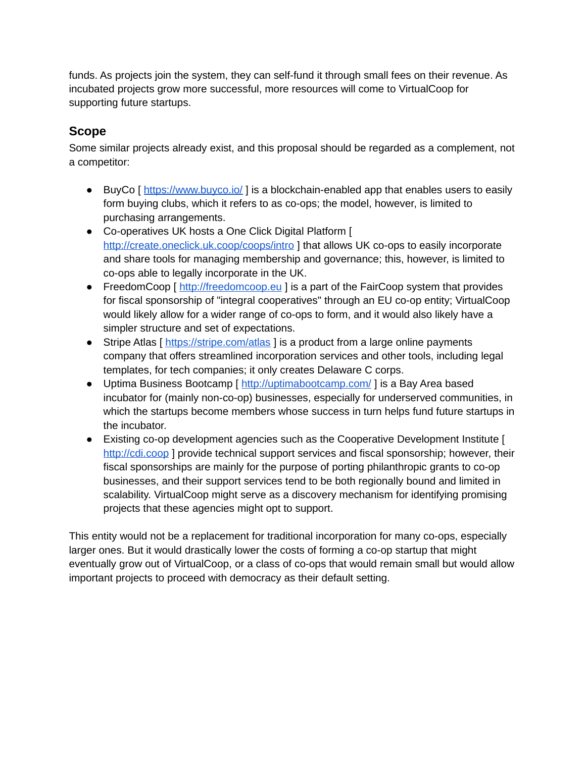funds. As projects join the system, they can self-fund it through small fees on their revenue. As incubated projects grow more successful, more resources will come to VirtualCoop for supporting future startups.

## Scope

Some similar projects already exist, and this proposal should be regarded as a complement, not a competitor:

- BuyCo [ https://www.buyco.io/ ] is a blockchain-enabled app that enables users to easily form buying clubs, which it refers to as co-ops; the model, however, is limited to purchasing arrangements.
- Co-operatives UK hosts a One Click Digital Platform [ http://create.oneclick.uk.coop/coops/intro ] that allows UK co-ops to easily incorporate and share tools for managing membership and governance; this, however, is limited to co-ops able to legally incorporate in the UK.
- FreedomCoop [ http://freedomcoop.eu ] is a part of the FairCoop system that provides for fiscal sponsorship of "integral cooperatives" through an EU co-op entity; VirtualCoop would likely allow for a wider range of co-ops to form, and it would also likely have a simpler structure and set of expectations.
- Stripe Atlas [ https://stripe.com/atlas ] is a product from a large online payments company that offers streamlined incorporation services and other tools, including legal templates, for tech companies; it only creates Delaware C corps.
- Uptima Business Bootcamp [ http://uptimabootcamp.com/ ] is a Bay Area based incubator for (mainly non-co-op) businesses, especially for underserved communities, in which the startups become members whose success in turn helps fund future startups in the incubator.
- Existing co-op development agencies such as the Cooperative Development Institute [ http://cdi.coop ] provide technical support services and fiscal sponsorship; however, their fiscal sponsorships are mainly for the purpose of porting philanthropic grants to co-op businesses, and their support services tend to be both regionally bound and limited in scalability. VirtualCoop might serve as a discovery mechanism for identifying promising projects that these agencies might opt to support.

This entity would not be a replacement for traditional incorporation for many co-ops, especially larger ones. But it would drastically lower the costs of forming a co-op startup that might eventually grow out of VirtualCoop, or a class of co-ops that would remain small but would allow important projects to proceed with democracy as their default setting.